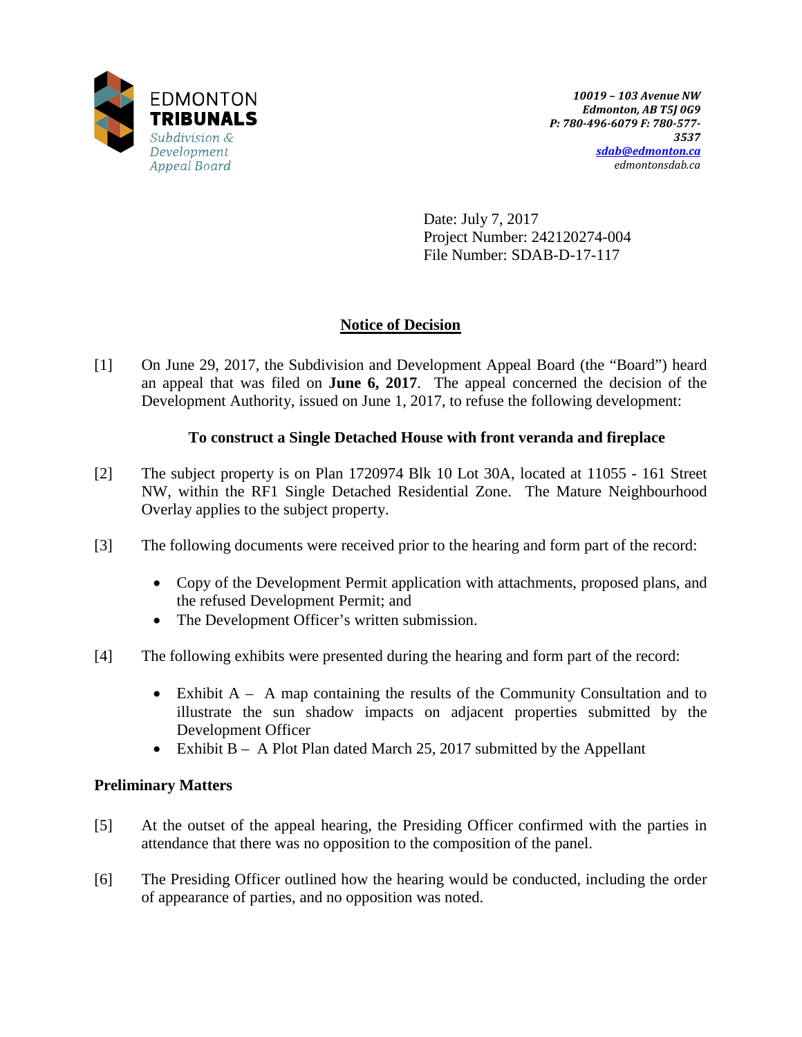EDMONTON
**TRIBUNALS**
*Subdivision & Development Appeal Board*

*10019 – 103 Avenue NW*
*Edmonton, AB T5J 0G9*
*P: 780-496-6079 F: 780-577-3537*
*sdab@edmonton.ca*
*edmontonsdab.ca*

Date: July 7, 2017
Project Number: 242120274-004
File Number: SDAB-D-17-117

## Notice of Decision

[1] On June 29, 2017, the Subdivision and Development Appeal Board (the "Board") heard an appeal that was filed on **June 6, 2017**. The appeal concerned the decision of the Development Authority, issued on June 1, 2017, to refuse the following development:

**To construct a Single Detached House with front veranda and fireplace**

[2] The subject property is on Plan 1720974 Blk 10 Lot 30A, located at 11055 - 161 Street NW, within the RF1 Single Detached Residential Zone. The Mature Neighbourhood Overlay applies to the subject property.

[3] The following documents were received prior to the hearing and form part of the record:

- Copy of the Development Permit application with attachments, proposed plans, and the refused Development Permit; and
- The Development Officer's written submission.

[4] The following exhibits were presented during the hearing and form part of the record:

- Exhibit A – A map containing the results of the Community Consultation and to illustrate the sun shadow impacts on adjacent properties submitted by the Development Officer
- Exhibit B – A Plot Plan dated March 25, 2017 submitted by the Appellant

### Preliminary Matters

[5] At the outset of the appeal hearing, the Presiding Officer confirmed with the parties in attendance that there was no opposition to the composition of the panel.

[6] The Presiding Officer outlined how the hearing would be conducted, including the order of appearance of parties, and no opposition was noted.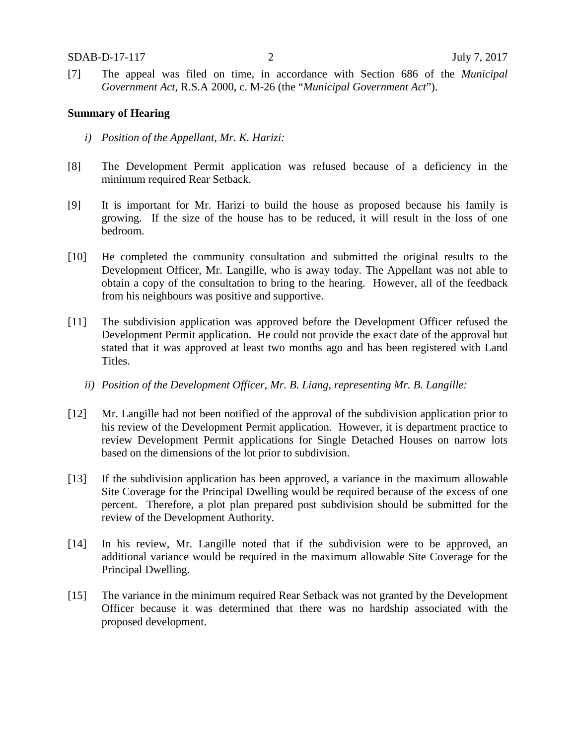[7] The appeal was filed on time, in accordance with Section 686 of the *Municipal Government Act*, R.S.A 2000, c. M-26 (the "*Municipal Government Act*").

**Summary of Hearing**

*i) Position of the Appellant, Mr. K. Harizi:*

[8] The Development Permit application was refused because of a deficiency in the minimum required Rear Setback.

[9] It is important for Mr. Harizi to build the house as proposed because his family is growing. If the size of the house has to be reduced, it will result in the loss of one bedroom.

[10] He completed the community consultation and submitted the original results to the Development Officer, Mr. Langille, who is away today. The Appellant was not able to obtain a copy of the consultation to bring to the hearing. However, all of the feedback from his neighbours was positive and supportive.

[11] The subdivision application was approved before the Development Officer refused the Development Permit application. He could not provide the exact date of the approval but stated that it was approved at least two months ago and has been registered with Land Titles.

*ii) Position of the Development Officer, Mr. B. Liang, representing Mr. B. Langille:*

[12] Mr. Langille had not been notified of the approval of the subdivision application prior to his review of the Development Permit application. However, it is department practice to review Development Permit applications for Single Detached Houses on narrow lots based on the dimensions of the lot prior to subdivision.

[13] If the subdivision application has been approved, a variance in the maximum allowable Site Coverage for the Principal Dwelling would be required because of the excess of one percent. Therefore, a plot plan prepared post subdivision should be submitted for the review of the Development Authority.

[14] In his review, Mr. Langille noted that if the subdivision were to be approved, an additional variance would be required in the maximum allowable Site Coverage for the Principal Dwelling.

[15] The variance in the minimum required Rear Setback was not granted by the Development Officer because it was determined that there was no hardship associated with the proposed development.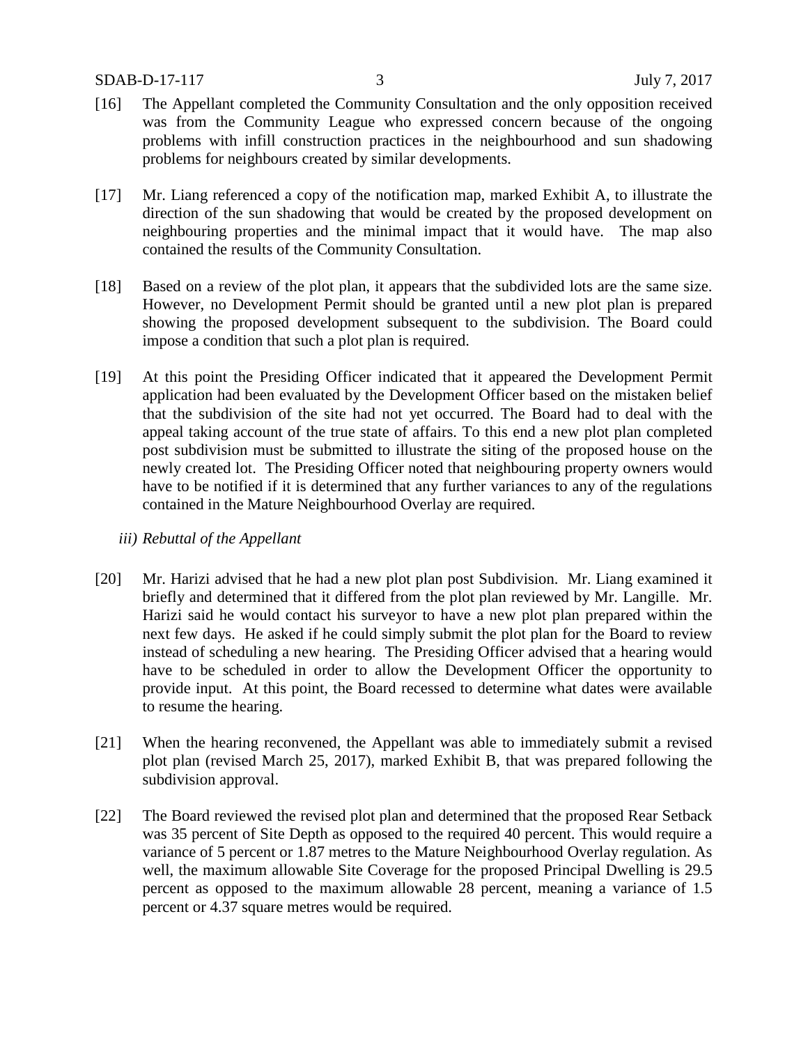[16] The Appellant completed the Community Consultation and the only opposition received was from the Community League who expressed concern because of the ongoing problems with infill construction practices in the neighbourhood and sun shadowing problems for neighbours created by similar developments.

[17] Mr. Liang referenced a copy of the notification map, marked Exhibit A, to illustrate the direction of the sun shadowing that would be created by the proposed development on neighbouring properties and the minimal impact that it would have. The map also contained the results of the Community Consultation.

[18] Based on a review of the plot plan, it appears that the subdivided lots are the same size. However, no Development Permit should be granted until a new plot plan is prepared showing the proposed development subsequent to the subdivision. The Board could impose a condition that such a plot plan is required.

[19] At this point the Presiding Officer indicated that it appeared the Development Permit application had been evaluated by the Development Officer based on the mistaken belief that the subdivision of the site had not yet occurred. The Board had to deal with the appeal taking account of the true state of affairs. To this end a new plot plan completed post subdivision must be submitted to illustrate the siting of the proposed house on the newly created lot. The Presiding Officer noted that neighbouring property owners would have to be notified if it is determined that any further variances to any of the regulations contained in the Mature Neighbourhood Overlay are required.

*iii) Rebuttal of the Appellant*

[20] Mr. Harizi advised that he had a new plot plan post Subdivision. Mr. Liang examined it briefly and determined that it differed from the plot plan reviewed by Mr. Langille. Mr. Harizi said he would contact his surveyor to have a new plot plan prepared within the next few days. He asked if he could simply submit the plot plan for the Board to review instead of scheduling a new hearing. The Presiding Officer advised that a hearing would have to be scheduled in order to allow the Development Officer the opportunity to provide input. At this point, the Board recessed to determine what dates were available to resume the hearing.

[21] When the hearing reconvened, the Appellant was able to immediately submit a revised plot plan (revised March 25, 2017), marked Exhibit B, that was prepared following the subdivision approval.

[22] The Board reviewed the revised plot plan and determined that the proposed Rear Setback was 35 percent of Site Depth as opposed to the required 40 percent. This would require a variance of 5 percent or 1.87 metres to the Mature Neighbourhood Overlay regulation. As well, the maximum allowable Site Coverage for the proposed Principal Dwelling is 29.5 percent as opposed to the maximum allowable 28 percent, meaning a variance of 1.5 percent or 4.37 square metres would be required.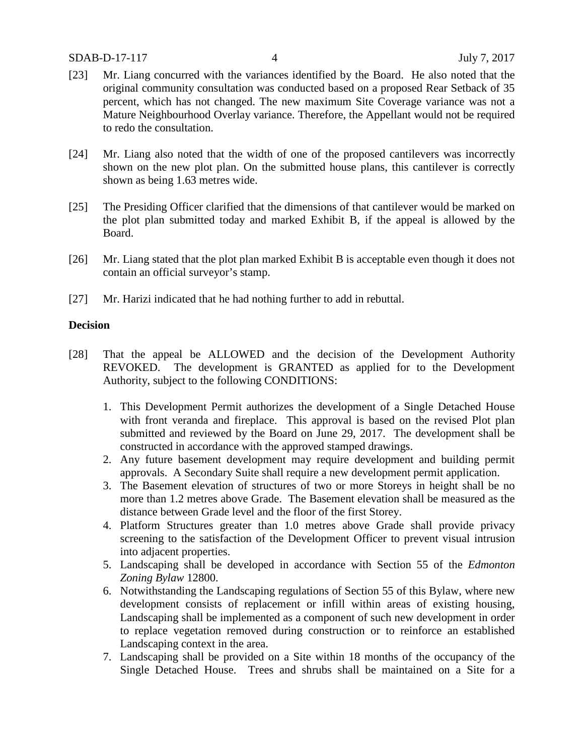[23] Mr. Liang concurred with the variances identified by the Board. He also noted that the original community consultation was conducted based on a proposed Rear Setback of 35 percent, which has not changed. The new maximum Site Coverage variance was not a Mature Neighbourhood Overlay variance. Therefore, the Appellant would not be required to redo the consultation.

[24] Mr. Liang also noted that the width of one of the proposed cantilevers was incorrectly shown on the new plot plan. On the submitted house plans, this cantilever is correctly shown as being 1.63 metres wide.

[25] The Presiding Officer clarified that the dimensions of that cantilever would be marked on the plot plan submitted today and marked Exhibit B, if the appeal is allowed by the Board.

[26] Mr. Liang stated that the plot plan marked Exhibit B is acceptable even though it does not contain an official surveyor's stamp.

[27] Mr. Harizi indicated that he had nothing further to add in rebuttal.

**Decision**

[28] That the appeal be ALLOWED and the decision of the Development Authority REVOKED. The development is GRANTED as applied for to the Development Authority, subject to the following CONDITIONS:

1. This Development Permit authorizes the development of a Single Detached House with front veranda and fireplace. This approval is based on the revised Plot plan submitted and reviewed by the Board on June 29, 2017. The development shall be constructed in accordance with the approved stamped drawings.
2. Any future basement development may require development and building permit approvals. A Secondary Suite shall require a new development permit application.
3. The Basement elevation of structures of two or more Storeys in height shall be no more than 1.2 metres above Grade. The Basement elevation shall be measured as the distance between Grade level and the floor of the first Storey.
4. Platform Structures greater than 1.0 metres above Grade shall provide privacy screening to the satisfaction of the Development Officer to prevent visual intrusion into adjacent properties.
5. Landscaping shall be developed in accordance with Section 55 of the *Edmonton Zoning Bylaw* 12800.
6. Notwithstanding the Landscaping regulations of Section 55 of this Bylaw, where new development consists of replacement or infill within areas of existing housing, Landscaping shall be implemented as a component of such new development in order to replace vegetation removed during construction or to reinforce an established Landscaping context in the area.
7. Landscaping shall be provided on a Site within 18 months of the occupancy of the Single Detached House. Trees and shrubs shall be maintained on a Site for a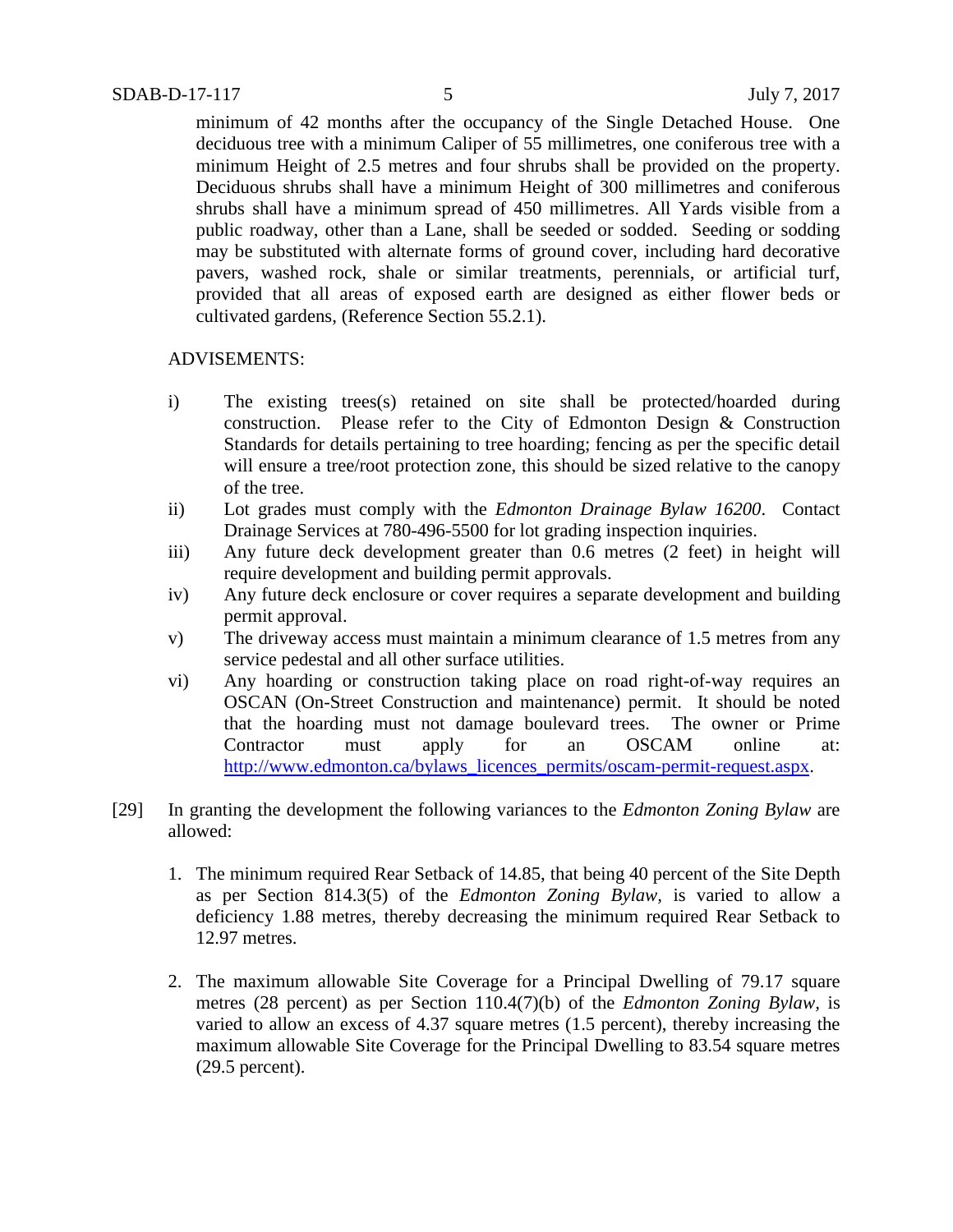minimum of 42 months after the occupancy of the Single Detached House. One deciduous tree with a minimum Caliper of 55 millimetres, one coniferous tree with a minimum Height of 2.5 metres and four shrubs shall be provided on the property. Deciduous shrubs shall have a minimum Height of 300 millimetres and coniferous shrubs shall have a minimum spread of 450 millimetres. All Yards visible from a public roadway, other than a Lane, shall be seeded or sodded. Seeding or sodding may be substituted with alternate forms of ground cover, including hard decorative pavers, washed rock, shale or similar treatments, perennials, or artificial turf, provided that all areas of exposed earth are designed as either flower beds or cultivated gardens, (Reference Section 55.2.1).

ADVISEMENTS:

i) The existing trees(s) retained on site shall be protected/hoarded during construction. Please refer to the City of Edmonton Design & Construction Standards for details pertaining to tree hoarding; fencing as per the specific detail will ensure a tree/root protection zone, this should be sized relative to the canopy of the tree.

ii) Lot grades must comply with the *Edmonton Drainage Bylaw 16200*. Contact Drainage Services at 780-496-5500 for lot grading inspection inquiries.

iii) Any future deck development greater than 0.6 metres (2 feet) in height will require development and building permit approvals.

iv) Any future deck enclosure or cover requires a separate development and building permit approval.

v) The driveway access must maintain a minimum clearance of 1.5 metres from any service pedestal and all other surface utilities.

vi) Any hoarding or construction taking place on road right-of-way requires an OSCAN (On-Street Construction and maintenance) permit. It should be noted that the hoarding must not damage boulevard trees. The owner or Prime Contractor must apply for an OSCAM online at: http://www.edmonton.ca/bylaws_licences_permits/oscam-permit-request.aspx.

[29] In granting the development the following variances to the *Edmonton Zoning Bylaw* are allowed:

1. The minimum required Rear Setback of 14.85, that being 40 percent of the Site Depth as per Section 814.3(5) of the *Edmonton Zoning Bylaw,* is varied to allow a deficiency 1.88 metres, thereby decreasing the minimum required Rear Setback to 12.97 metres.

2. The maximum allowable Site Coverage for a Principal Dwelling of 79.17 square metres (28 percent) as per Section 110.4(7)(b) of the *Edmonton Zoning Bylaw,* is varied to allow an excess of 4.37 square metres (1.5 percent), thereby increasing the maximum allowable Site Coverage for the Principal Dwelling to 83.54 square metres (29.5 percent).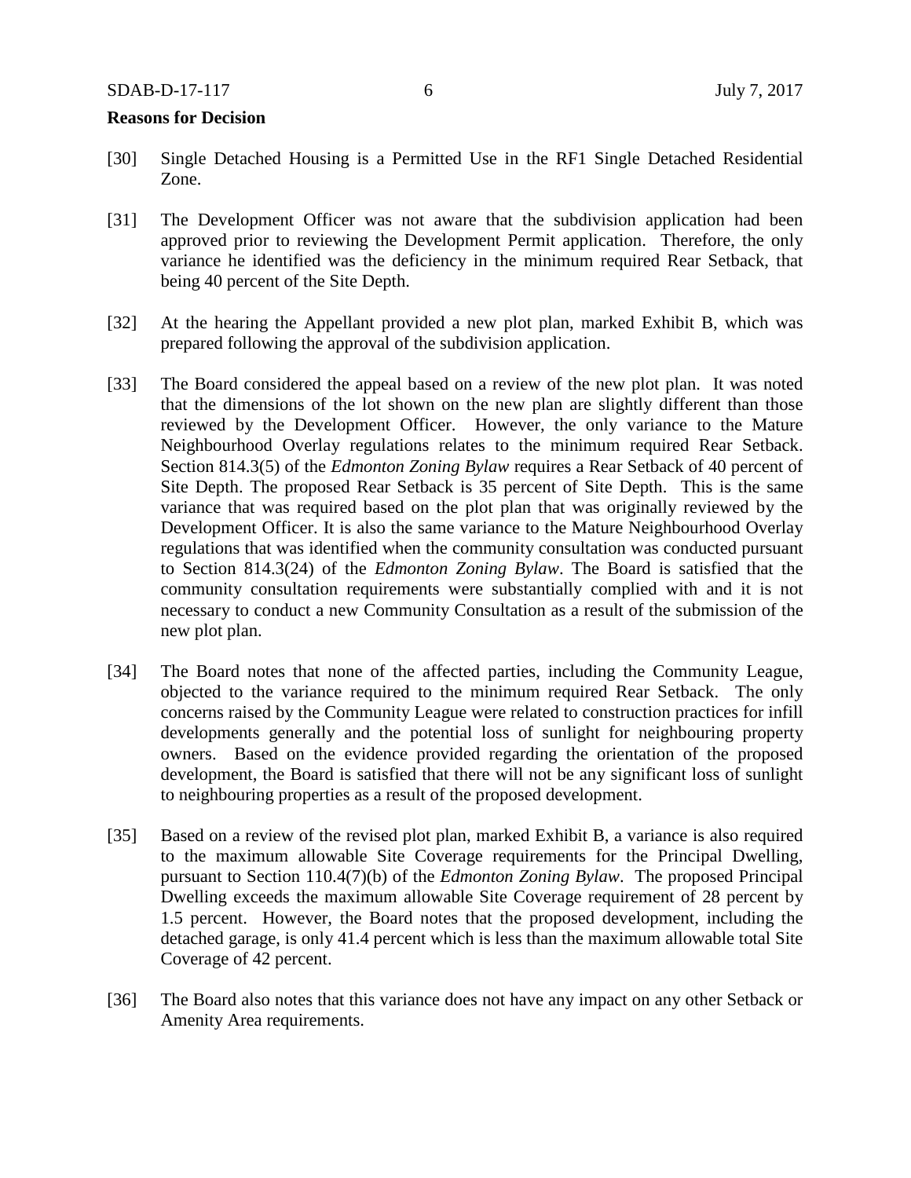**Reasons for Decision**

[30] Single Detached Housing is a Permitted Use in the RF1 Single Detached Residential Zone.

[31] The Development Officer was not aware that the subdivision application had been approved prior to reviewing the Development Permit application. Therefore, the only variance he identified was the deficiency in the minimum required Rear Setback, that being 40 percent of the Site Depth.

[32] At the hearing the Appellant provided a new plot plan, marked Exhibit B, which was prepared following the approval of the subdivision application.

[33] The Board considered the appeal based on a review of the new plot plan. It was noted that the dimensions of the lot shown on the new plan are slightly different than those reviewed by the Development Officer. However, the only variance to the Mature Neighbourhood Overlay regulations relates to the minimum required Rear Setback. Section 814.3(5) of the *Edmonton Zoning Bylaw* requires a Rear Setback of 40 percent of Site Depth. The proposed Rear Setback is 35 percent of Site Depth. This is the same variance that was required based on the plot plan that was originally reviewed by the Development Officer. It is also the same variance to the Mature Neighbourhood Overlay regulations that was identified when the community consultation was conducted pursuant to Section 814.3(24) of the *Edmonton Zoning Bylaw*. The Board is satisfied that the community consultation requirements were substantially complied with and it is not necessary to conduct a new Community Consultation as a result of the submission of the new plot plan.

[34] The Board notes that none of the affected parties, including the Community League, objected to the variance required to the minimum required Rear Setback. The only concerns raised by the Community League were related to construction practices for infill developments generally and the potential loss of sunlight for neighbouring property owners. Based on the evidence provided regarding the orientation of the proposed development, the Board is satisfied that there will not be any significant loss of sunlight to neighbouring properties as a result of the proposed development.

[35] Based on a review of the revised plot plan, marked Exhibit B, a variance is also required to the maximum allowable Site Coverage requirements for the Principal Dwelling, pursuant to Section 110.4(7)(b) of the *Edmonton Zoning Bylaw*. The proposed Principal Dwelling exceeds the maximum allowable Site Coverage requirement of 28 percent by 1.5 percent. However, the Board notes that the proposed development, including the detached garage, is only 41.4 percent which is less than the maximum allowable total Site Coverage of 42 percent.

[36] The Board also notes that this variance does not have any impact on any other Setback or Amenity Area requirements.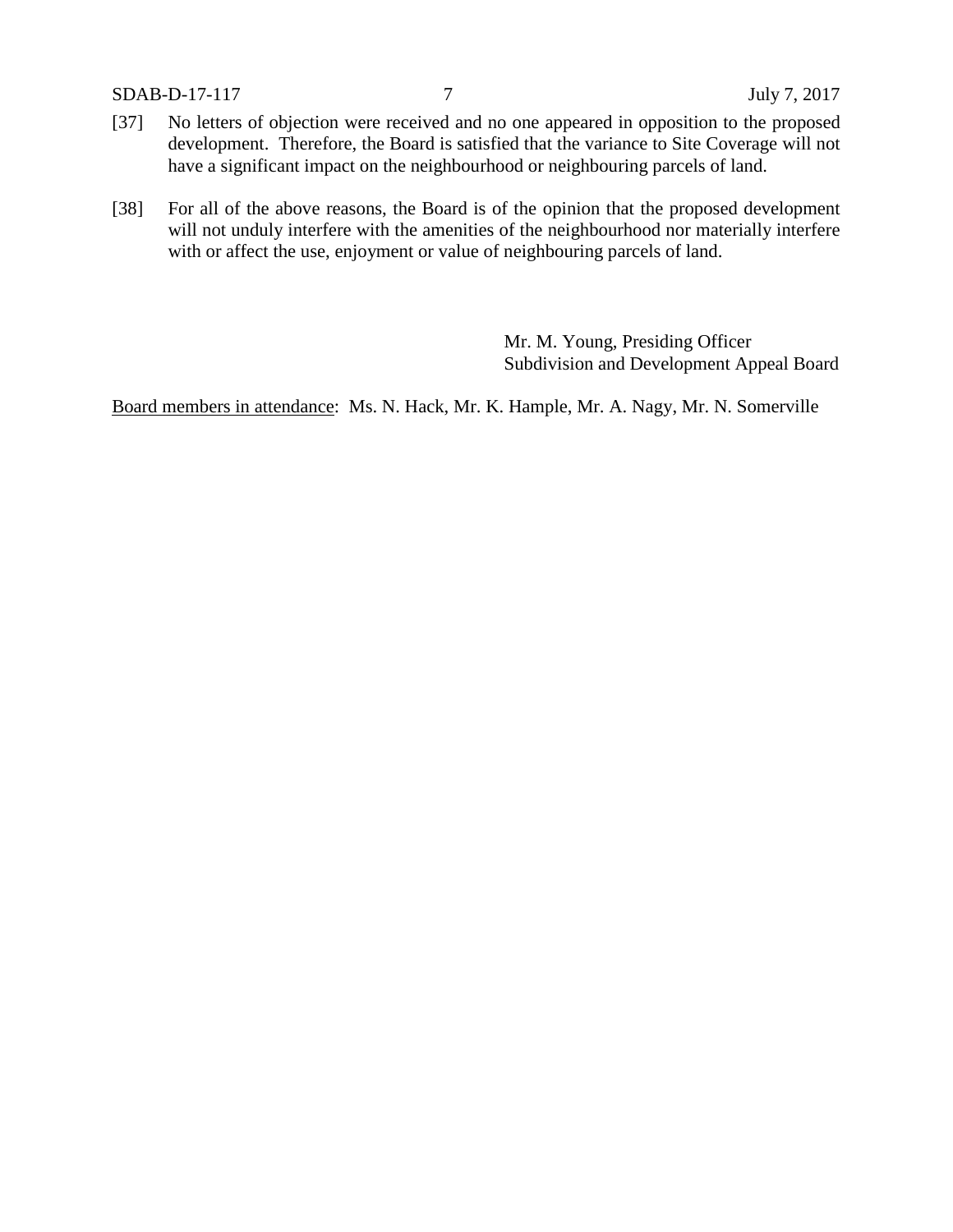[37] No letters of objection were received and no one appeared in opposition to the proposed development. Therefore, the Board is satisfied that the variance to Site Coverage will not have a significant impact on the neighbourhood or neighbouring parcels of land.

[38] For all of the above reasons, the Board is of the opinion that the proposed development will not unduly interfere with the amenities of the neighbourhood nor materially interfere with or affect the use, enjoyment or value of neighbouring parcels of land.

Mr. M. Young, Presiding Officer
Subdivision and Development Appeal Board

Board members in attendance: Ms. N. Hack, Mr. K. Hample, Mr. A. Nagy, Mr. N. Somerville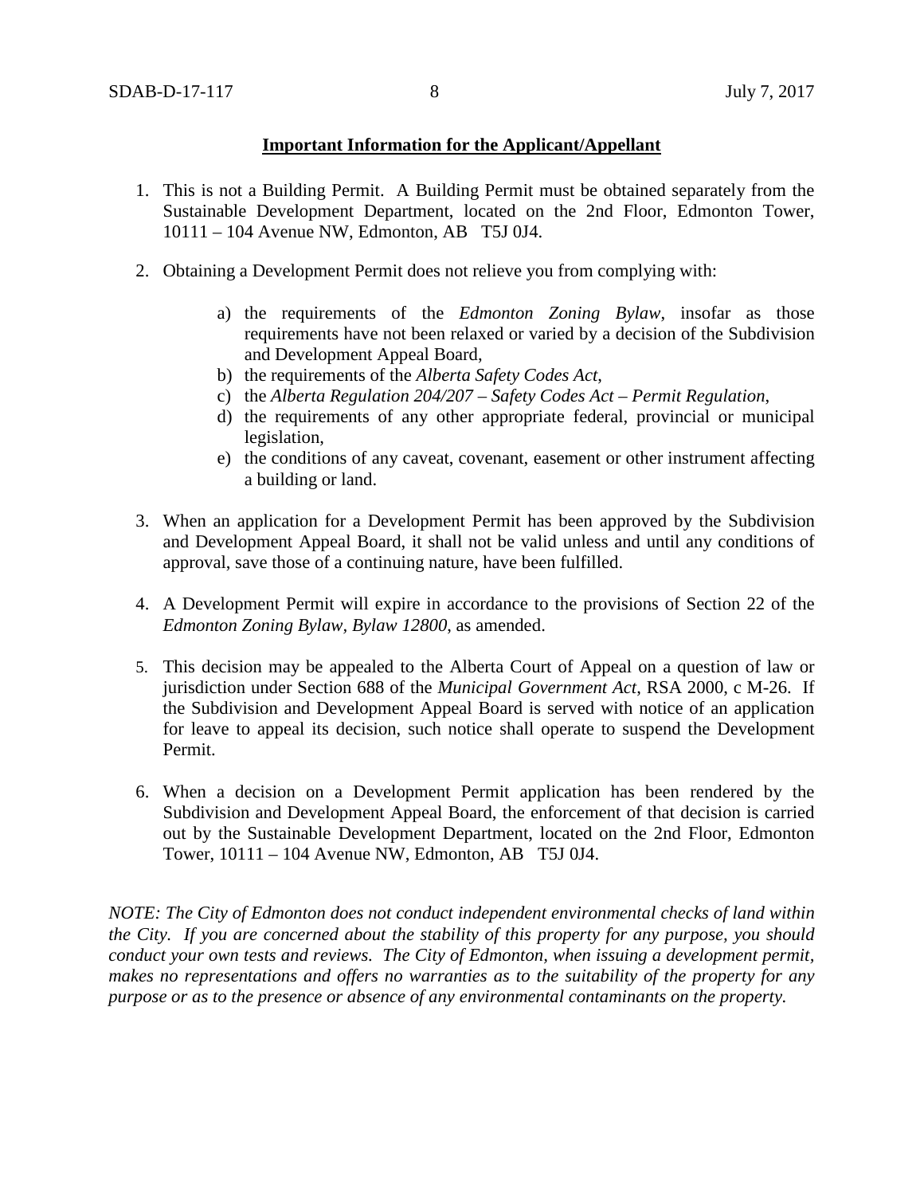**Important Information for the Applicant/Appellant**

1. This is not a Building Permit. A Building Permit must be obtained separately from the Sustainable Development Department, located on the 2nd Floor, Edmonton Tower, 10111 – 104 Avenue NW, Edmonton, AB T5J 0J4.

2. Obtaining a Development Permit does not relieve you from complying with:

   a) the requirements of the *Edmonton Zoning Bylaw*, insofar as those requirements have not been relaxed or varied by a decision of the Subdivision and Development Appeal Board,
   b) the requirements of the *Alberta Safety Codes Act*,
   c) the *Alberta Regulation 204/207 – Safety Codes Act – Permit Regulation*,
   d) the requirements of any other appropriate federal, provincial or municipal legislation,
   e) the conditions of any caveat, covenant, easement or other instrument affecting a building or land.

3. When an application for a Development Permit has been approved by the Subdivision and Development Appeal Board, it shall not be valid unless and until any conditions of approval, save those of a continuing nature, have been fulfilled.

4. A Development Permit will expire in accordance to the provisions of Section 22 of the *Edmonton Zoning Bylaw, Bylaw 12800*, as amended.

5. This decision may be appealed to the Alberta Court of Appeal on a question of law or jurisdiction under Section 688 of the *Municipal Government Act*, RSA 2000, c M-26. If the Subdivision and Development Appeal Board is served with notice of an application for leave to appeal its decision, such notice shall operate to suspend the Development Permit.

6. When a decision on a Development Permit application has been rendered by the Subdivision and Development Appeal Board, the enforcement of that decision is carried out by the Sustainable Development Department, located on the 2nd Floor, Edmonton Tower, 10111 – 104 Avenue NW, Edmonton, AB T5J 0J4.

*NOTE: The City of Edmonton does not conduct independent environmental checks of land within the City. If you are concerned about the stability of this property for any purpose, you should conduct your own tests and reviews. The City of Edmonton, when issuing a development permit, makes no representations and offers no warranties as to the suitability of the property for any purpose or as to the presence or absence of any environmental contaminants on the property.*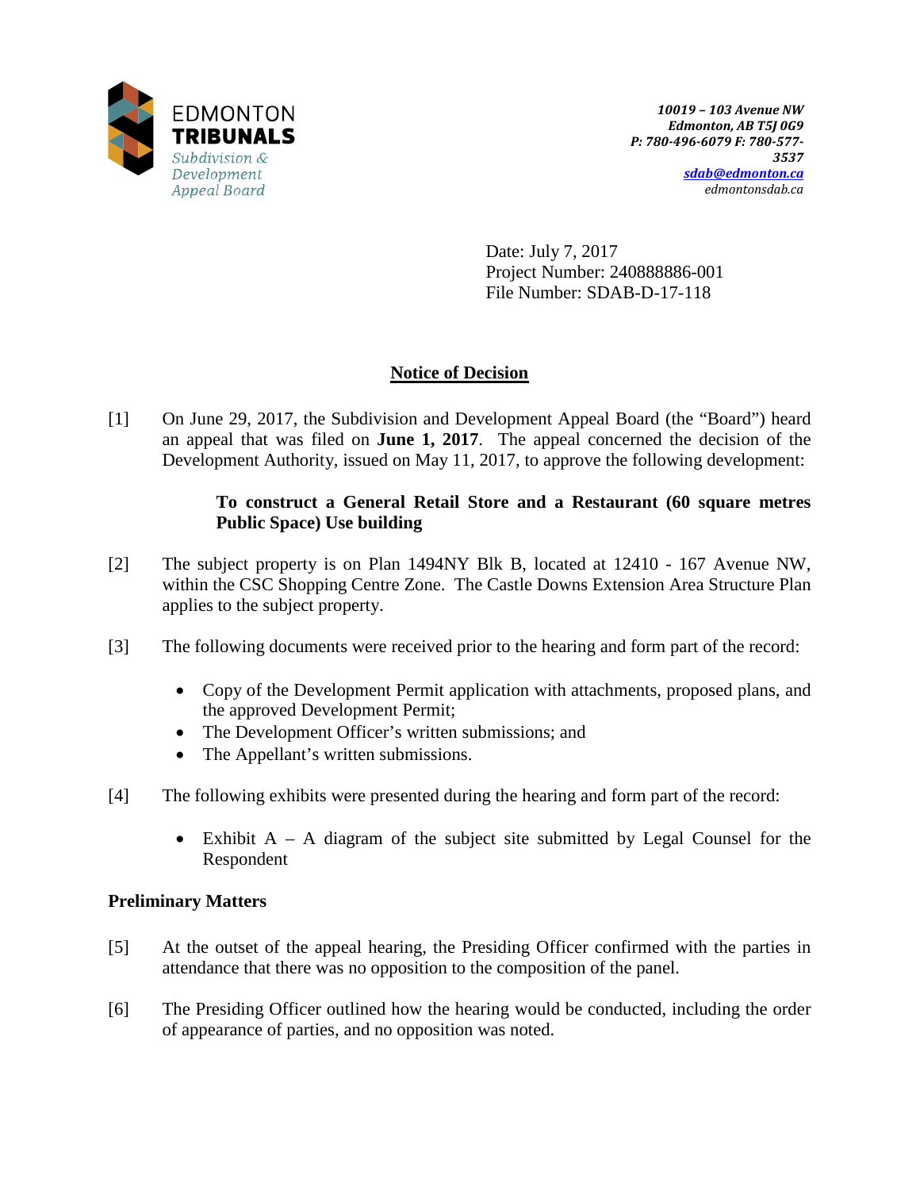EDMONTON
TRIBUNALS
*Subdivision & Development Appeal Board*

*10019 – 103 Avenue NW*
*Edmonton, AB T5J 0G9*
*P: 780-496-6079 F: 780-577-3537*
*sdab@edmonton.ca*
*edmontonsdab.ca*

Date: July 7, 2017
Project Number: 240888886-001
File Number: SDAB-D-17-118

# Notice of Decision

[1] On June 29, 2017, the Subdivision and Development Appeal Board (the "Board") heard an appeal that was filed on **June 1, 2017**. The appeal concerned the decision of the Development Authority, issued on May 11, 2017, to approve the following development:

> **To construct a General Retail Store and a Restaurant (60 square metres Public Space) Use building**

[2] The subject property is on Plan 1494NY Blk B, located at 12410 - 167 Avenue NW, within the CSC Shopping Centre Zone. The Castle Downs Extension Area Structure Plan applies to the subject property.

[3] The following documents were received prior to the hearing and form part of the record:

- Copy of the Development Permit application with attachments, proposed plans, and the approved Development Permit;
- The Development Officer's written submissions; and
- The Appellant's written submissions.

[4] The following exhibits were presented during the hearing and form part of the record:

- Exhibit A – A diagram of the subject site submitted by Legal Counsel for the Respondent

## Preliminary Matters

[5] At the outset of the appeal hearing, the Presiding Officer confirmed with the parties in attendance that there was no opposition to the composition of the panel.

[6] The Presiding Officer outlined how the hearing would be conducted, including the order of appearance of parties, and no opposition was noted.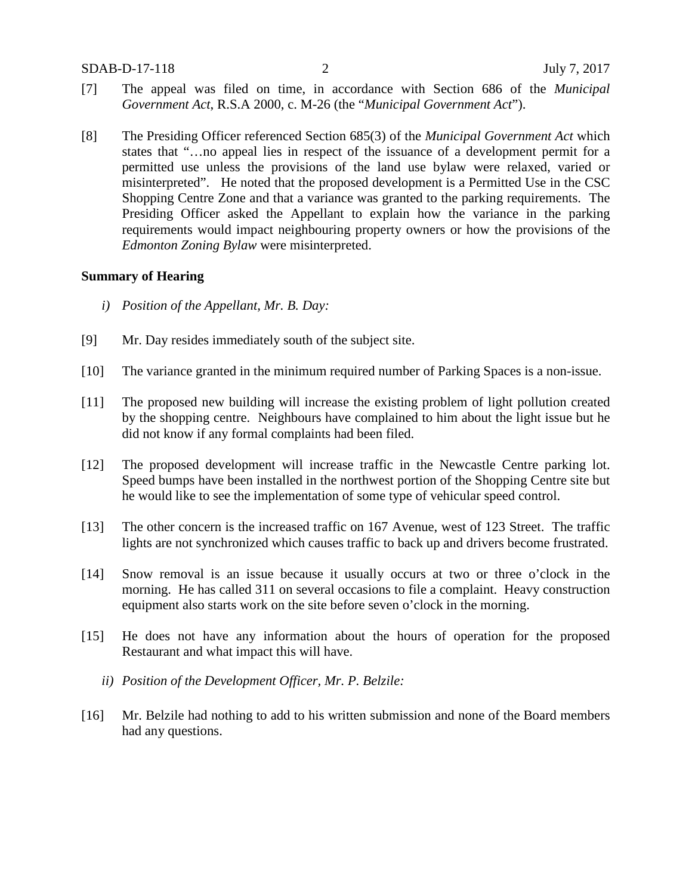[7] The appeal was filed on time, in accordance with Section 686 of the *Municipal Government Act*, R.S.A 2000, c. M-26 (the "*Municipal Government Act*").

[8] The Presiding Officer referenced Section 685(3) of the *Municipal Government Act* which states that "…no appeal lies in respect of the issuance of a development permit for a permitted use unless the provisions of the land use bylaw were relaxed, varied or misinterpreted". He noted that the proposed development is a Permitted Use in the CSC Shopping Centre Zone and that a variance was granted to the parking requirements. The Presiding Officer asked the Appellant to explain how the variance in the parking requirements would impact neighbouring property owners or how the provisions of the *Edmonton Zoning Bylaw* were misinterpreted.

**Summary of Hearing**

*i) Position of the Appellant, Mr. B. Day:*

[9] Mr. Day resides immediately south of the subject site.

[10] The variance granted in the minimum required number of Parking Spaces is a non-issue.

[11] The proposed new building will increase the existing problem of light pollution created by the shopping centre. Neighbours have complained to him about the light issue but he did not know if any formal complaints had been filed.

[12] The proposed development will increase traffic in the Newcastle Centre parking lot. Speed bumps have been installed in the northwest portion of the Shopping Centre site but he would like to see the implementation of some type of vehicular speed control.

[13] The other concern is the increased traffic on 167 Avenue, west of 123 Street. The traffic lights are not synchronized which causes traffic to back up and drivers become frustrated.

[14] Snow removal is an issue because it usually occurs at two or three o'clock in the morning. He has called 311 on several occasions to file a complaint. Heavy construction equipment also starts work on the site before seven o'clock in the morning.

[15] He does not have any information about the hours of operation for the proposed Restaurant and what impact this will have.

*ii) Position of the Development Officer, Mr. P. Belzile:*

[16] Mr. Belzile had nothing to add to his written submission and none of the Board members had any questions.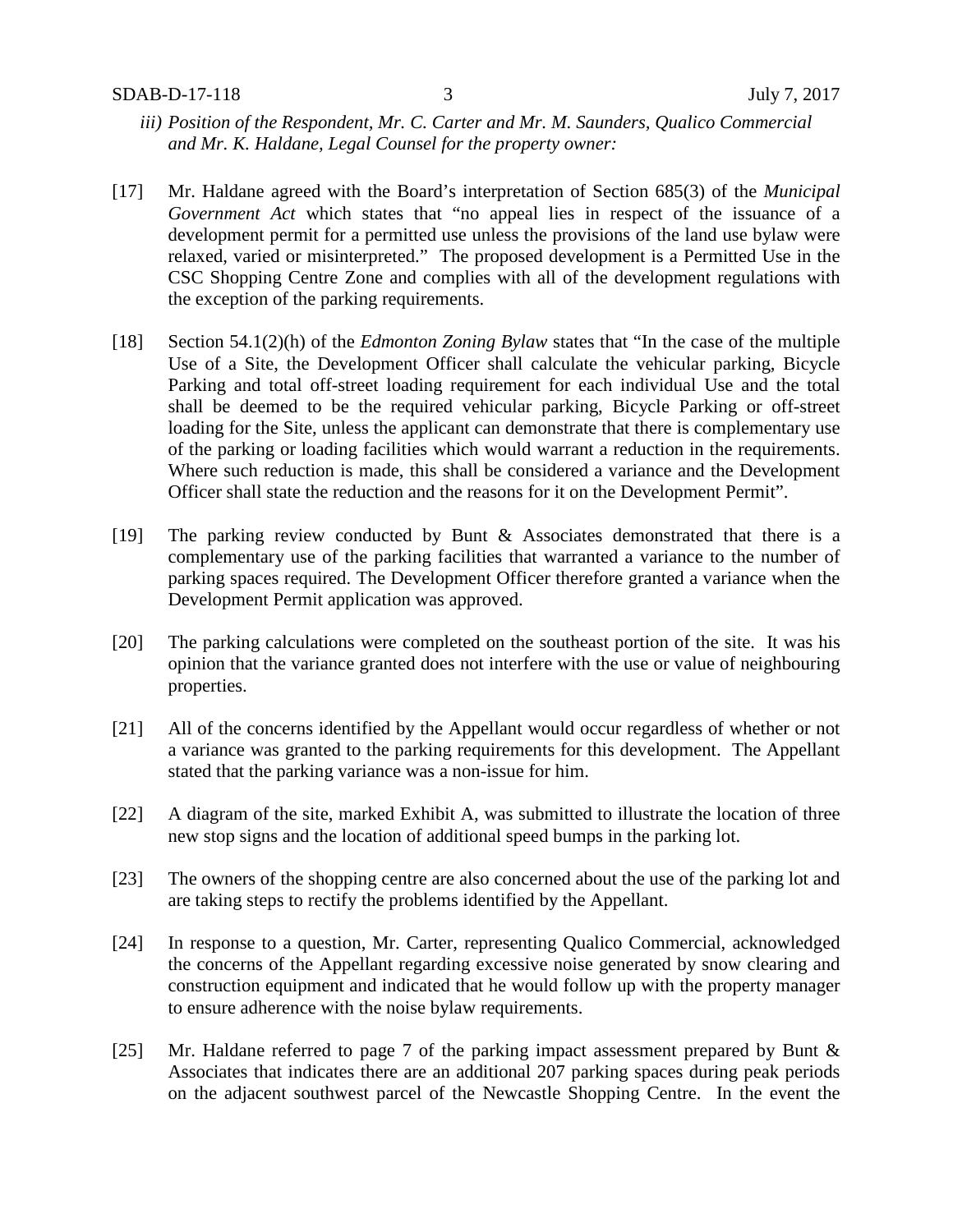*iii) Position of the Respondent, Mr. C. Carter and Mr. M. Saunders, Qualico Commercial and Mr. K. Haldane, Legal Counsel for the property owner:*

[17] Mr. Haldane agreed with the Board's interpretation of Section 685(3) of the *Municipal Government Act* which states that "no appeal lies in respect of the issuance of a development permit for a permitted use unless the provisions of the land use bylaw were relaxed, varied or misinterpreted." The proposed development is a Permitted Use in the CSC Shopping Centre Zone and complies with all of the development regulations with the exception of the parking requirements.

[18] Section 54.1(2)(h) of the *Edmonton Zoning Bylaw* states that "In the case of the multiple Use of a Site, the Development Officer shall calculate the vehicular parking, Bicycle Parking and total off-street loading requirement for each individual Use and the total shall be deemed to be the required vehicular parking, Bicycle Parking or off-street loading for the Site, unless the applicant can demonstrate that there is complementary use of the parking or loading facilities which would warrant a reduction in the requirements. Where such reduction is made, this shall be considered a variance and the Development Officer shall state the reduction and the reasons for it on the Development Permit".

[19] The parking review conducted by Bunt & Associates demonstrated that there is a complementary use of the parking facilities that warranted a variance to the number of parking spaces required. The Development Officer therefore granted a variance when the Development Permit application was approved.

[20] The parking calculations were completed on the southeast portion of the site. It was his opinion that the variance granted does not interfere with the use or value of neighbouring properties.

[21] All of the concerns identified by the Appellant would occur regardless of whether or not a variance was granted to the parking requirements for this development. The Appellant stated that the parking variance was a non-issue for him.

[22] A diagram of the site, marked Exhibit A, was submitted to illustrate the location of three new stop signs and the location of additional speed bumps in the parking lot.

[23] The owners of the shopping centre are also concerned about the use of the parking lot and are taking steps to rectify the problems identified by the Appellant.

[24] In response to a question, Mr. Carter, representing Qualico Commercial, acknowledged the concerns of the Appellant regarding excessive noise generated by snow clearing and construction equipment and indicated that he would follow up with the property manager to ensure adherence with the noise bylaw requirements.

[25] Mr. Haldane referred to page 7 of the parking impact assessment prepared by Bunt & Associates that indicates there are an additional 207 parking spaces during peak periods on the adjacent southwest parcel of the Newcastle Shopping Centre. In the event the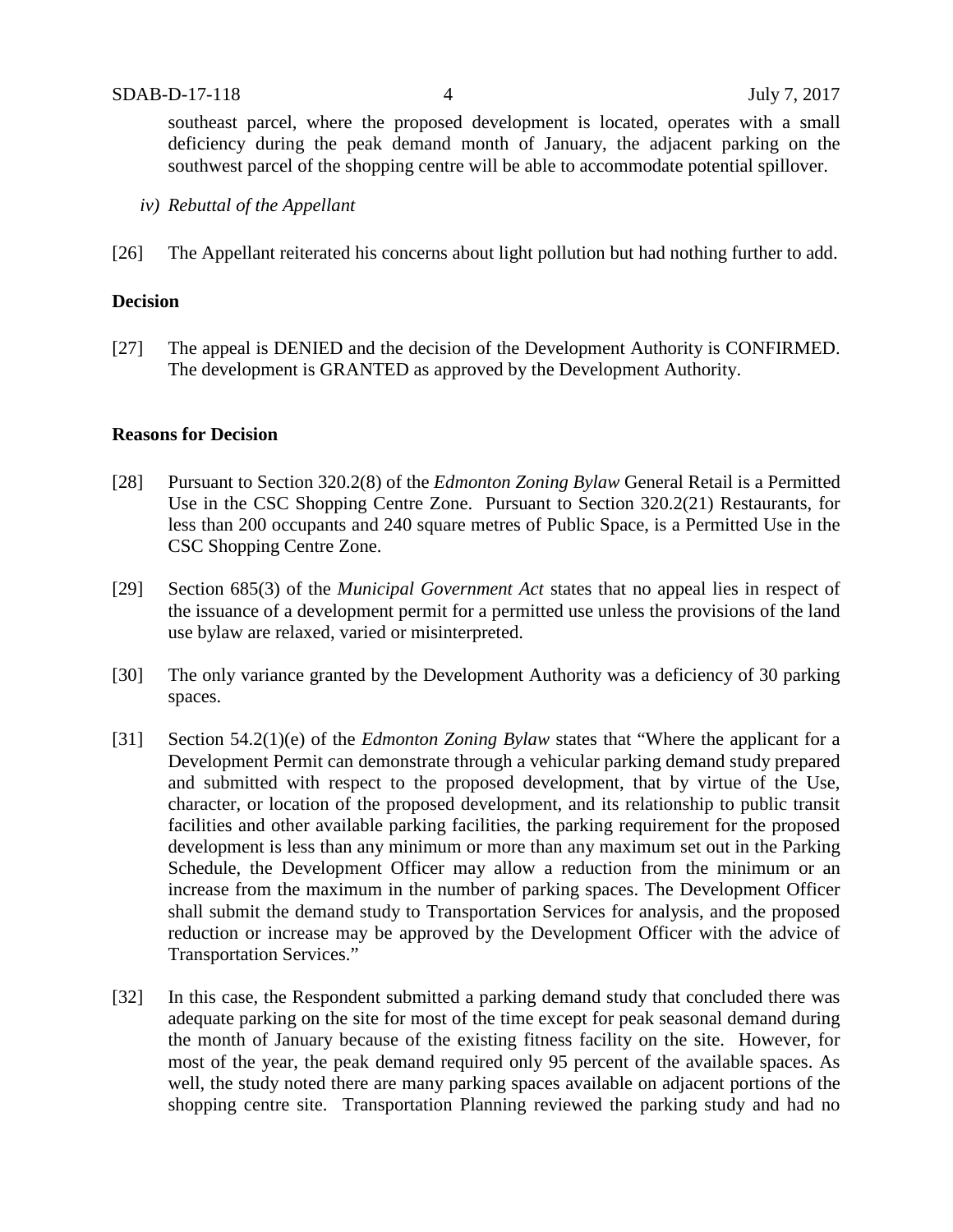southeast parcel, where the proposed development is located, operates with a small deficiency during the peak demand month of January, the adjacent parking on the southwest parcel of the shopping centre will be able to accommodate potential spillover.

*iv) Rebuttal of the Appellant*

[26] The Appellant reiterated his concerns about light pollution but had nothing further to add.

**Decision**

[27] The appeal is DENIED and the decision of the Development Authority is CONFIRMED. The development is GRANTED as approved by the Development Authority.

**Reasons for Decision**

[28] Pursuant to Section 320.2(8) of the *Edmonton Zoning Bylaw* General Retail is a Permitted Use in the CSC Shopping Centre Zone. Pursuant to Section 320.2(21) Restaurants, for less than 200 occupants and 240 square metres of Public Space, is a Permitted Use in the CSC Shopping Centre Zone.

[29] Section 685(3) of the *Municipal Government Act* states that no appeal lies in respect of the issuance of a development permit for a permitted use unless the provisions of the land use bylaw are relaxed, varied or misinterpreted.

[30] The only variance granted by the Development Authority was a deficiency of 30 parking spaces.

[31] Section 54.2(1)(e) of the *Edmonton Zoning Bylaw* states that "Where the applicant for a Development Permit can demonstrate through a vehicular parking demand study prepared and submitted with respect to the proposed development, that by virtue of the Use, character, or location of the proposed development, and its relationship to public transit facilities and other available parking facilities, the parking requirement for the proposed development is less than any minimum or more than any maximum set out in the Parking Schedule, the Development Officer may allow a reduction from the minimum or an increase from the maximum in the number of parking spaces. The Development Officer shall submit the demand study to Transportation Services for analysis, and the proposed reduction or increase may be approved by the Development Officer with the advice of Transportation Services."

[32] In this case, the Respondent submitted a parking demand study that concluded there was adequate parking on the site for most of the time except for peak seasonal demand during the month of January because of the existing fitness facility on the site. However, for most of the year, the peak demand required only 95 percent of the available spaces. As well, the study noted there are many parking spaces available on adjacent portions of the shopping centre site. Transportation Planning reviewed the parking study and had no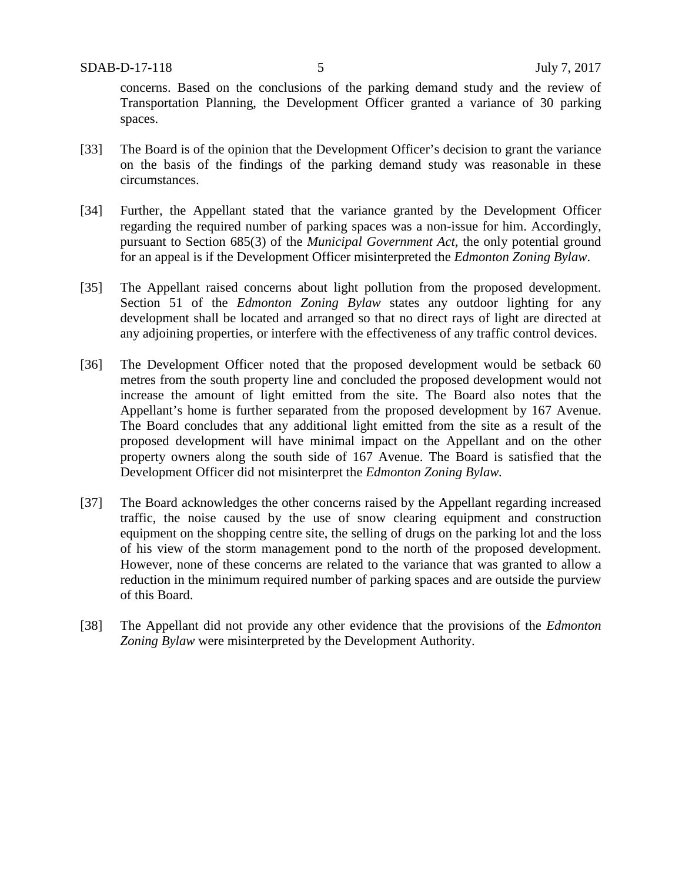concerns. Based on the conclusions of the parking demand study and the review of Transportation Planning, the Development Officer granted a variance of 30 parking spaces.

[33] The Board is of the opinion that the Development Officer's decision to grant the variance on the basis of the findings of the parking demand study was reasonable in these circumstances.

[34] Further, the Appellant stated that the variance granted by the Development Officer regarding the required number of parking spaces was a non-issue for him. Accordingly, pursuant to Section 685(3) of the *Municipal Government Act*, the only potential ground for an appeal is if the Development Officer misinterpreted the *Edmonton Zoning Bylaw*.

[35] The Appellant raised concerns about light pollution from the proposed development. Section 51 of the *Edmonton Zoning Bylaw* states any outdoor lighting for any development shall be located and arranged so that no direct rays of light are directed at any adjoining properties, or interfere with the effectiveness of any traffic control devices.

[36] The Development Officer noted that the proposed development would be setback 60 metres from the south property line and concluded the proposed development would not increase the amount of light emitted from the site. The Board also notes that the Appellant's home is further separated from the proposed development by 167 Avenue. The Board concludes that any additional light emitted from the site as a result of the proposed development will have minimal impact on the Appellant and on the other property owners along the south side of 167 Avenue. The Board is satisfied that the Development Officer did not misinterpret the *Edmonton Zoning Bylaw.*

[37] The Board acknowledges the other concerns raised by the Appellant regarding increased traffic, the noise caused by the use of snow clearing equipment and construction equipment on the shopping centre site, the selling of drugs on the parking lot and the loss of his view of the storm management pond to the north of the proposed development. However, none of these concerns are related to the variance that was granted to allow a reduction in the minimum required number of parking spaces and are outside the purview of this Board.

[38] The Appellant did not provide any other evidence that the provisions of the *Edmonton Zoning Bylaw* were misinterpreted by the Development Authority.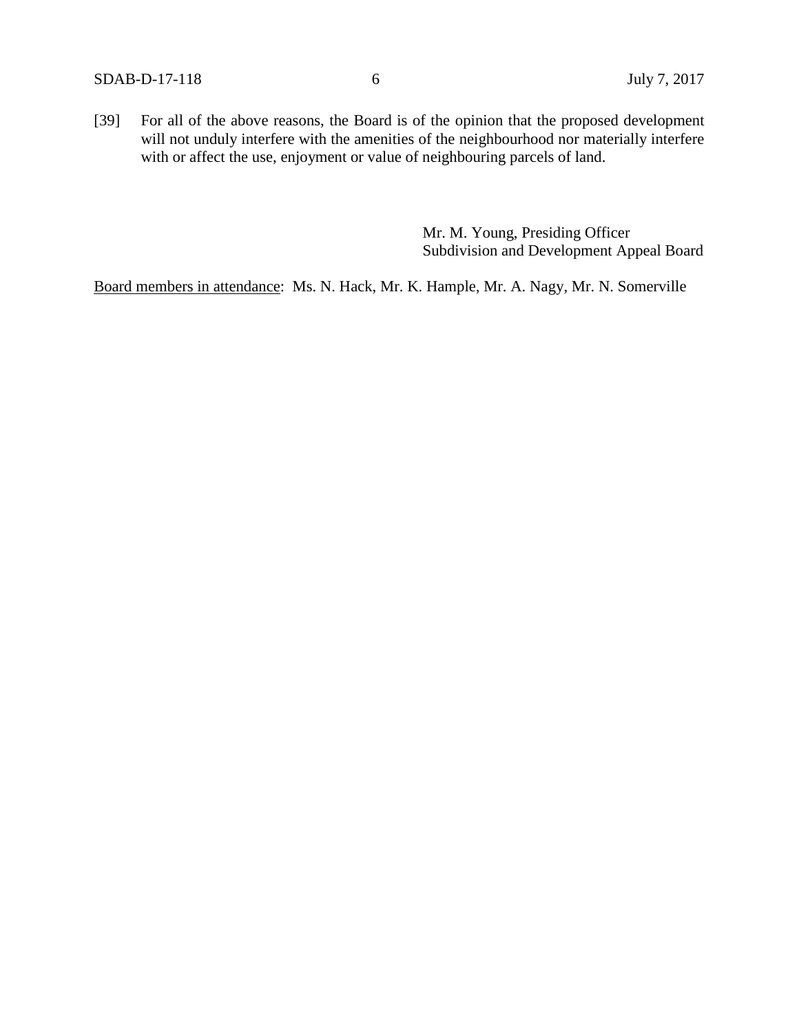[39] For all of the above reasons, the Board is of the opinion that the proposed development will not unduly interfere with the amenities of the neighbourhood nor materially interfere with or affect the use, enjoyment or value of neighbouring parcels of land.

Mr. M. Young, Presiding Officer
Subdivision and Development Appeal Board

Board members in attendance: Ms. N. Hack, Mr. K. Hample, Mr. A. Nagy, Mr. N. Somerville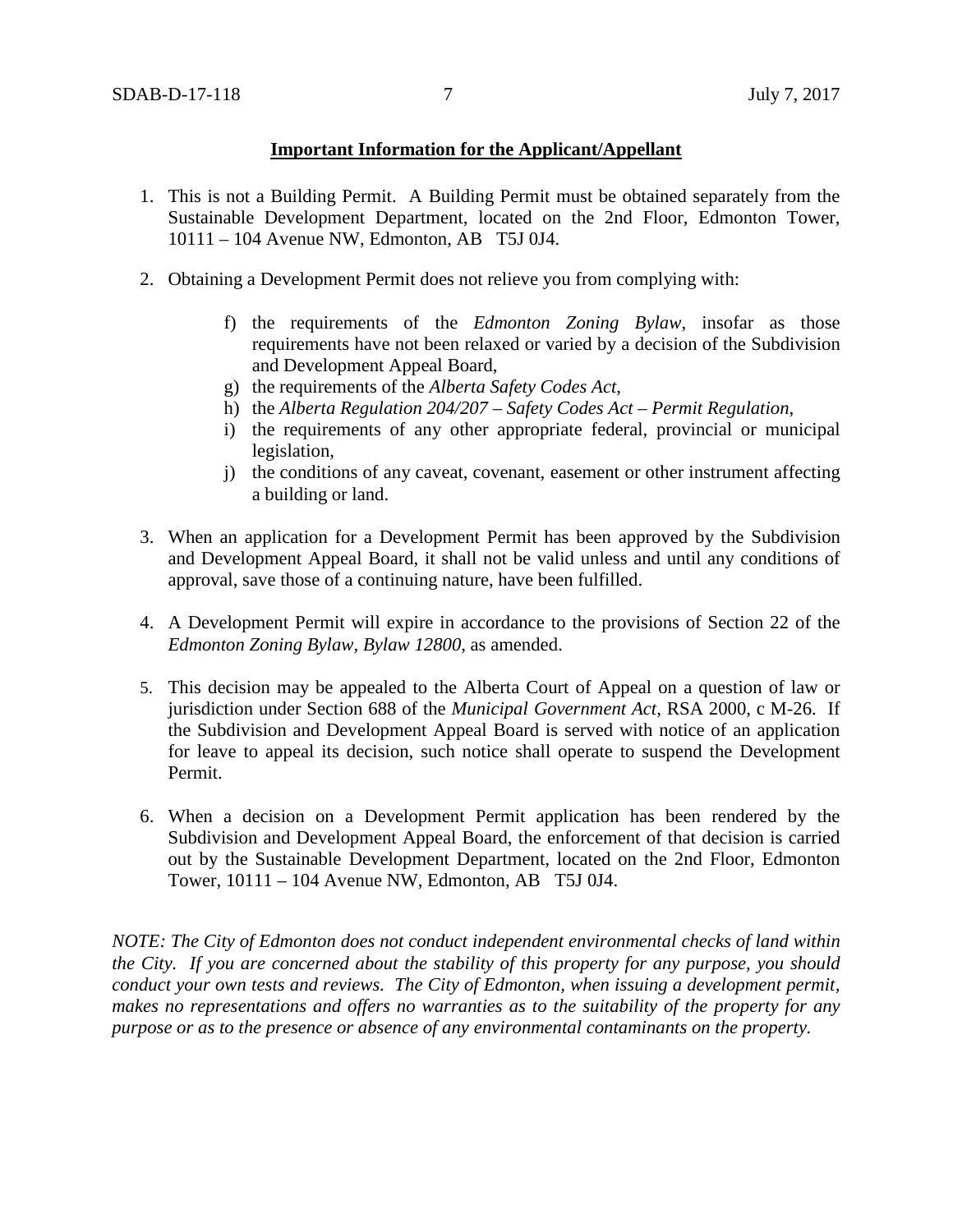**Important Information for the Applicant/Appellant**

1. This is not a Building Permit. A Building Permit must be obtained separately from the Sustainable Development Department, located on the 2nd Floor, Edmonton Tower, 10111 – 104 Avenue NW, Edmonton, AB T5J 0J4.

2. Obtaining a Development Permit does not relieve you from complying with:

   f) the requirements of the *Edmonton Zoning Bylaw*, insofar as those requirements have not been relaxed or varied by a decision of the Subdivision and Development Appeal Board,
   g) the requirements of the *Alberta Safety Codes Act*,
   h) the *Alberta Regulation 204/207 – Safety Codes Act – Permit Regulation*,
   i) the requirements of any other appropriate federal, provincial or municipal legislation,
   j) the conditions of any caveat, covenant, easement or other instrument affecting a building or land.

3. When an application for a Development Permit has been approved by the Subdivision and Development Appeal Board, it shall not be valid unless and until any conditions of approval, save those of a continuing nature, have been fulfilled.

4. A Development Permit will expire in accordance to the provisions of Section 22 of the *Edmonton Zoning Bylaw, Bylaw 12800*, as amended.

5. This decision may be appealed to the Alberta Court of Appeal on a question of law or jurisdiction under Section 688 of the *Municipal Government Act*, RSA 2000, c M-26. If the Subdivision and Development Appeal Board is served with notice of an application for leave to appeal its decision, such notice shall operate to suspend the Development Permit.

6. When a decision on a Development Permit application has been rendered by the Subdivision and Development Appeal Board, the enforcement of that decision is carried out by the Sustainable Development Department, located on the 2nd Floor, Edmonton Tower, 10111 – 104 Avenue NW, Edmonton, AB T5J 0J4.

*NOTE: The City of Edmonton does not conduct independent environmental checks of land within the City. If you are concerned about the stability of this property for any purpose, you should conduct your own tests and reviews. The City of Edmonton, when issuing a development permit, makes no representations and offers no warranties as to the suitability of the property for any purpose or as to the presence or absence of any environmental contaminants on the property.*